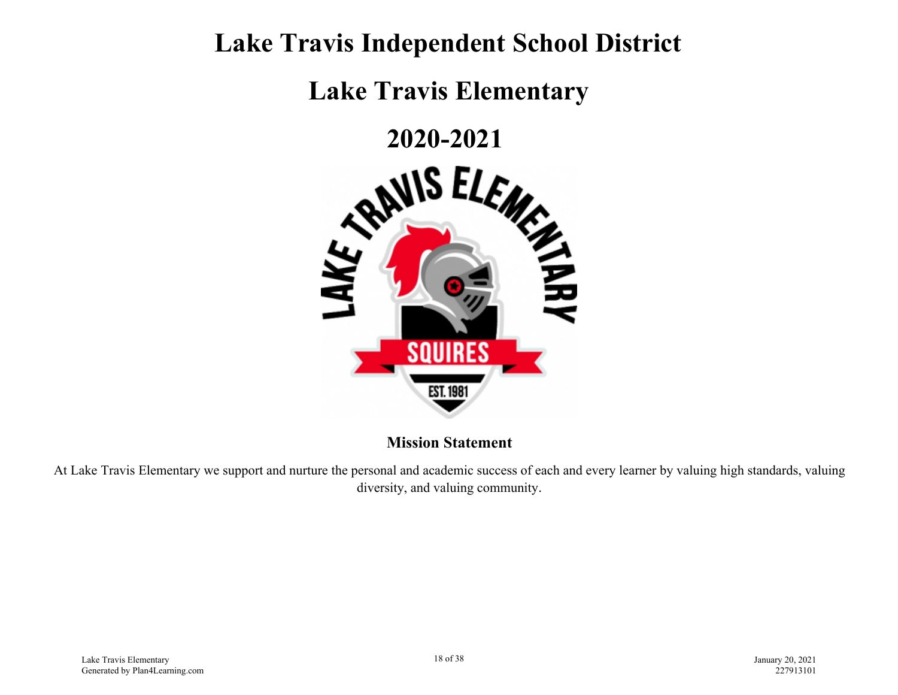# Lake Travis Independent School District

# Lake Travis Elementary

# 2020-2021

**Mission Statement**

At Lake Travis Elementary we support and nurture the personal and academic success of each and every learner by valuing high standards, valuing diversity, and valuing community.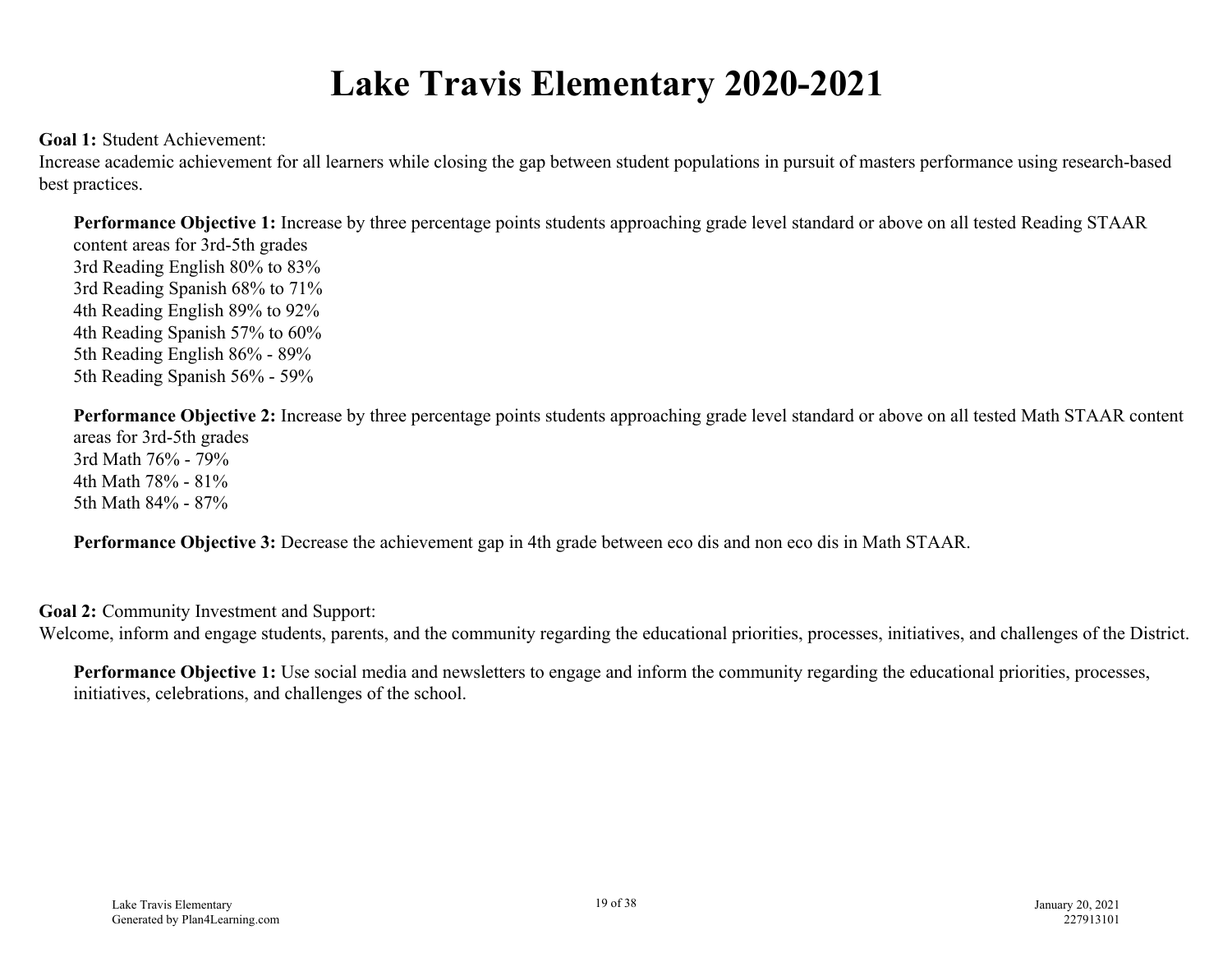# Lake Travis Elementary 2020-2021

**Goal 1:** Student Achievement:
Increase academic achievement for all learners while closing the gap between student populations in pursuit of masters performance using research-based best practices.

**Performance Objective 1:** Increase by three percentage points students approaching grade level standard or above on all tested Reading STAAR content areas for 3rd-5th grades
3rd Reading English 80% to 83%
3rd Reading Spanish 68% to 71%
4th Reading English 89% to 92%
4th Reading Spanish 57% to 60%
5th Reading English 86% - 89%
5th Reading Spanish 56% - 59%

**Performance Objective 2:** Increase by three percentage points students approaching grade level standard or above on all tested Math STAAR content areas for 3rd-5th grades
3rd Math 76% - 79%
4th Math 78% - 81%
5th Math 84% - 87%

**Performance Objective 3:** Decrease the achievement gap in 4th grade between eco dis and non eco dis in Math STAAR.

**Goal 2:** Community Investment and Support:
Welcome, inform and engage students, parents, and the community regarding the educational priorities, processes, initiatives, and challenges of the District.

**Performance Objective 1:** Use social media and newsletters to engage and inform the community regarding the educational priorities, processes, initiatives, celebrations, and challenges of the school.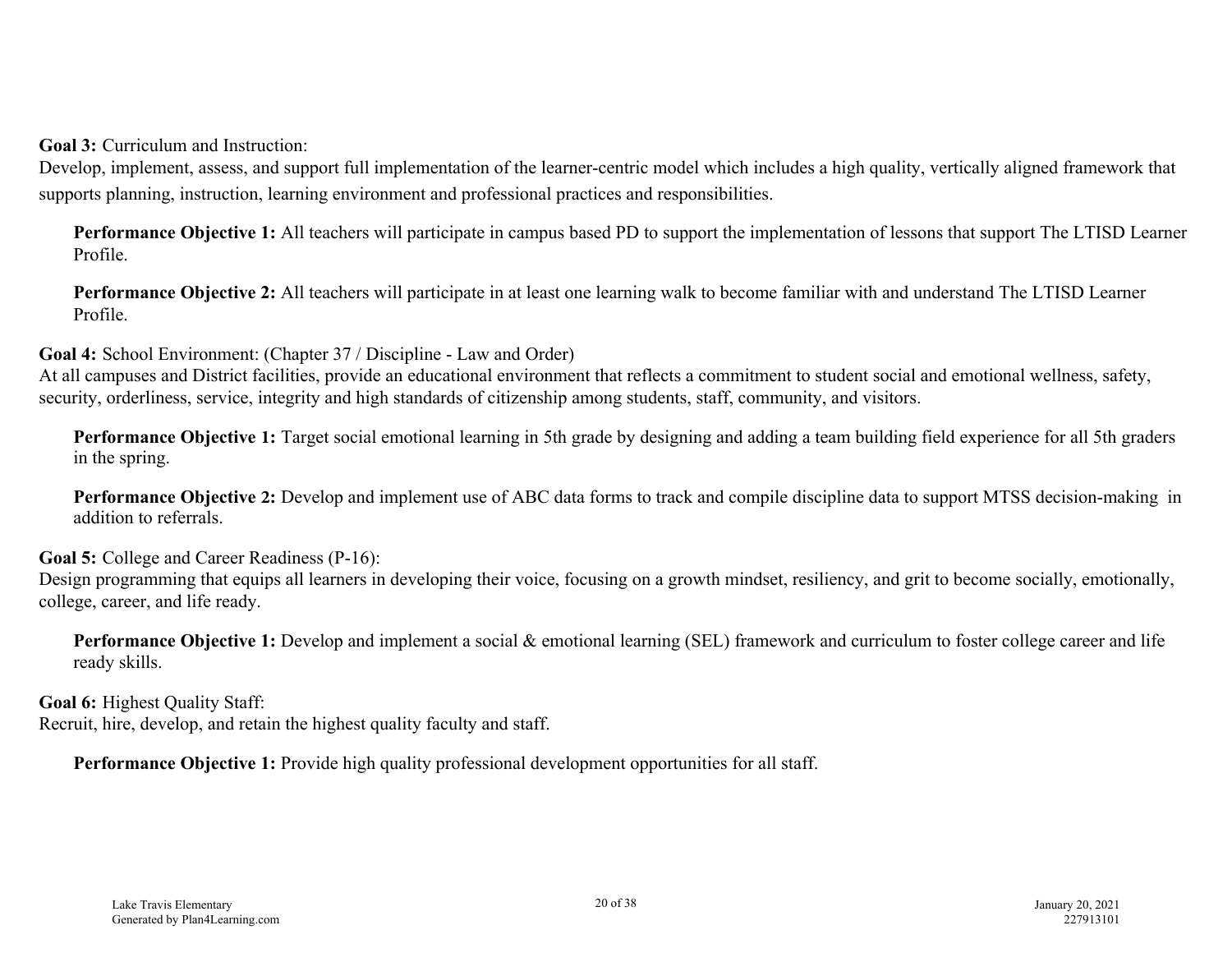**Goal 3:** Curriculum and Instruction:
Develop, implement, assess, and support full implementation of the learner-centric model which includes a high quality, vertically aligned framework that supports planning, instruction, learning environment and professional practices and responsibilities.

**Performance Objective 1:** All teachers will participate in campus based PD to support the implementation of lessons that support The LTISD Learner Profile.

**Performance Objective 2:** All teachers will participate in at least one learning walk to become familiar with and understand The LTISD Learner Profile.

**Goal 4:** School Environment: (Chapter 37 / Discipline - Law and Order)
At all campuses and District facilities, provide an educational environment that reflects a commitment to student social and emotional wellness, safety, security, orderliness, service, integrity and high standards of citizenship among students, staff, community, and visitors.

**Performance Objective 1:** Target social emotional learning in 5th grade by designing and adding a team building field experience for all 5th graders in the spring.

**Performance Objective 2:** Develop and implement use of ABC data forms to track and compile discipline data to support MTSS decision-making in addition to referrals.

**Goal 5:** College and Career Readiness (P-16):
Design programming that equips all learners in developing their voice, focusing on a growth mindset, resiliency, and grit to become socially, emotionally, college, career, and life ready.

**Performance Objective 1:** Develop and implement a social & emotional learning (SEL) framework and curriculum to foster college career and life ready skills.

**Goal 6:** Highest Quality Staff:
Recruit, hire, develop, and retain the highest quality faculty and staff.

**Performance Objective 1:** Provide high quality professional development opportunities for all staff.